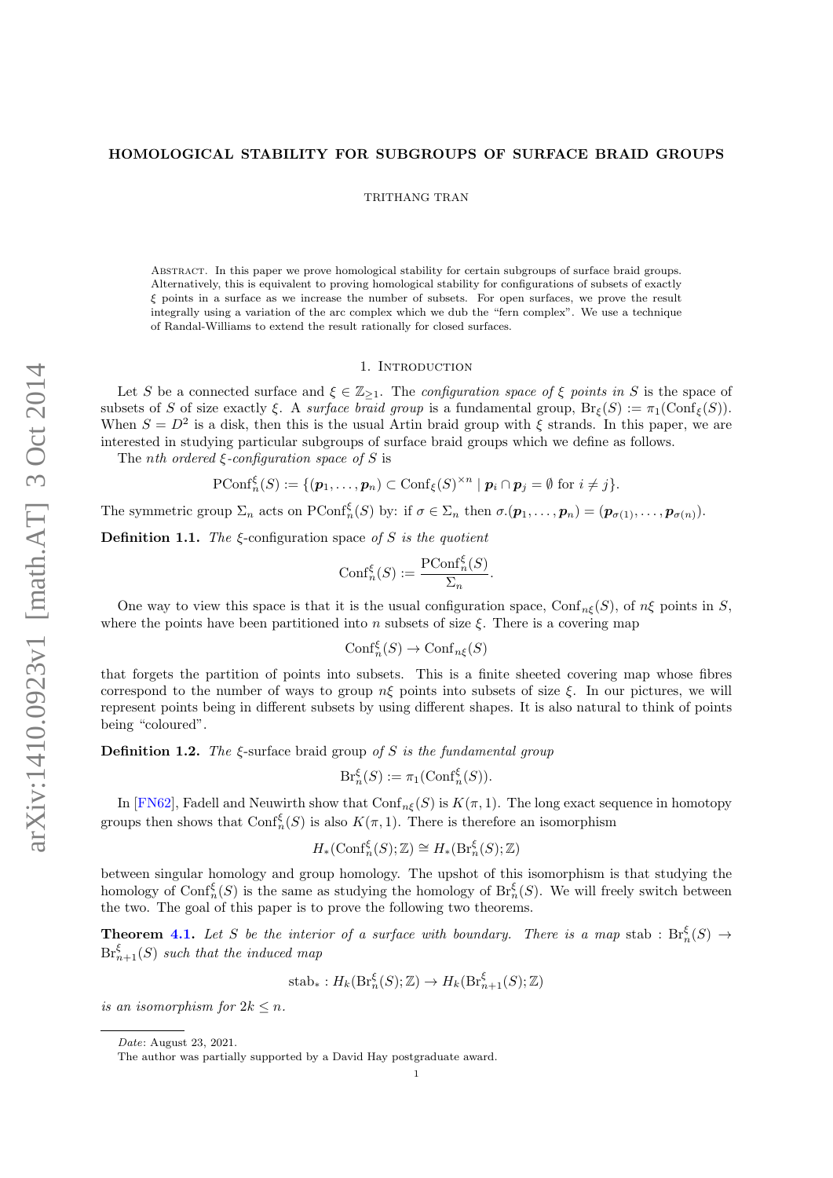# HOMOLOGICAL STABILITY FOR SUBGROUPS OF SURFACE BRAID GROUPS

TRITHANG TRAN

Abstract. In this paper we prove homological stability for certain subgroups of surface braid groups. Alternatively, this is equivalent to proving homological stability for configurations of subsets of exactly $\xi$ points in a surface as we increase the number of subsets. For open surfaces, we prove the result integrally using a variation of the arc complex which we dub the "fern complex". We use a technique of Randal-Williams to extend the result rationally for closed surfaces.

## 1. Introduction

Let $S$ be a connected surface and $\xi \in \mathbb{Z}_{\geq 1}$. The *configuration space of $\xi$ points in $S$* is the space of subsets of $S$ of size exactly $\xi$. A *surface braid group* is a fundamental group, $\mathrm{Br}_\xi(S) := \pi_1(\mathrm{Conf}_\xi(S))$. When $S = D^2$ is a disk, then this is the usual Artin braid group with $\xi$ strands. In this paper, we are interested in studying particular subgroups of surface braid groups which we define as follows.

The *nth ordered $\xi$-configuration space of $S$* is

$$\mathrm{PConf}_n^\xi(S) := \{(\boldsymbol{p}_1, \ldots, \boldsymbol{p}_n) \subset \mathrm{Conf}_\xi(S)^{\times n} \mid \boldsymbol{p}_i \cap \boldsymbol{p}_j = \emptyset \text{ for } i \neq j\}.$$

The symmetric group $\Sigma_n$ acts on $\mathrm{PConf}_n^\xi(S)$ by: if $\sigma \in \Sigma_n$ then $\sigma.(\boldsymbol{p}_1, \ldots, \boldsymbol{p}_n) = (\boldsymbol{p}_{\sigma(1)}, \ldots, \boldsymbol{p}_{\sigma(n)})$.

**Definition 1.1.** *The* $\xi$-configuration space *of $S$ is the quotient*

$$\mathrm{Conf}_n^\xi(S) := \frac{\mathrm{PConf}_n^\xi(S)}{\Sigma_n}.$$

One way to view this space is that it is the usual configuration space, $\mathrm{Conf}_{n\xi}(S)$, of $n\xi$ points in $S$, where the points have been partitioned into $n$ subsets of size $\xi$. There is a covering map

$$\mathrm{Conf}_n^\xi(S) \to \mathrm{Conf}_{n\xi}(S)$$

that forgets the partition of points into subsets. This is a finite sheeted covering map whose fibres correspond to the number of ways to group $n\xi$ points into subsets of size $\xi$. In our pictures, we will represent points being in different subsets by using different shapes. It is also natural to think of points being "coloured".

**Definition 1.2.** *The* $\xi$-surface braid group *of $S$ is the fundamental group*

$$\mathrm{Br}_n^\xi(S) := \pi_1(\mathrm{Conf}_n^\xi(S)).$$

In [FN62], Fadell and Neuwirth show that $\mathrm{Conf}_{n\xi}(S)$ is $K(\pi, 1)$. The long exact sequence in homotopy groups then shows that $\mathrm{Conf}_n^\xi(S)$ is also $K(\pi, 1)$. There is therefore an isomorphism

$$H_*(\mathrm{Conf}_n^\xi(S); \mathbb{Z}) \cong H_*(\mathrm{Br}_n^\xi(S); \mathbb{Z})$$

between singular homology and group homology. The upshot of this isomorphism is that studying the homology of $\mathrm{Conf}_n^\xi(S)$ is the same as studying the homology of $\mathrm{Br}_n^\xi(S)$. We will freely switch between the two. The goal of this paper is to prove the following two theorems.

**Theorem 4.1.** *Let $S$ be the interior of a surface with boundary. There is a map* $\mathrm{stab} : \mathrm{Br}_n^\xi(S) \to \mathrm{Br}_{n+1}^\xi(S)$ *such that the induced map*

$$\mathrm{stab}_* : H_k(\mathrm{Br}_n^\xi(S); \mathbb{Z}) \to H_k(\mathrm{Br}_{n+1}^\xi(S); \mathbb{Z})$$

*is an isomorphism for $2k \leq n$.*

---

*Date*: August 23, 2021.

The author was partially supported by a David Hay postgraduate award.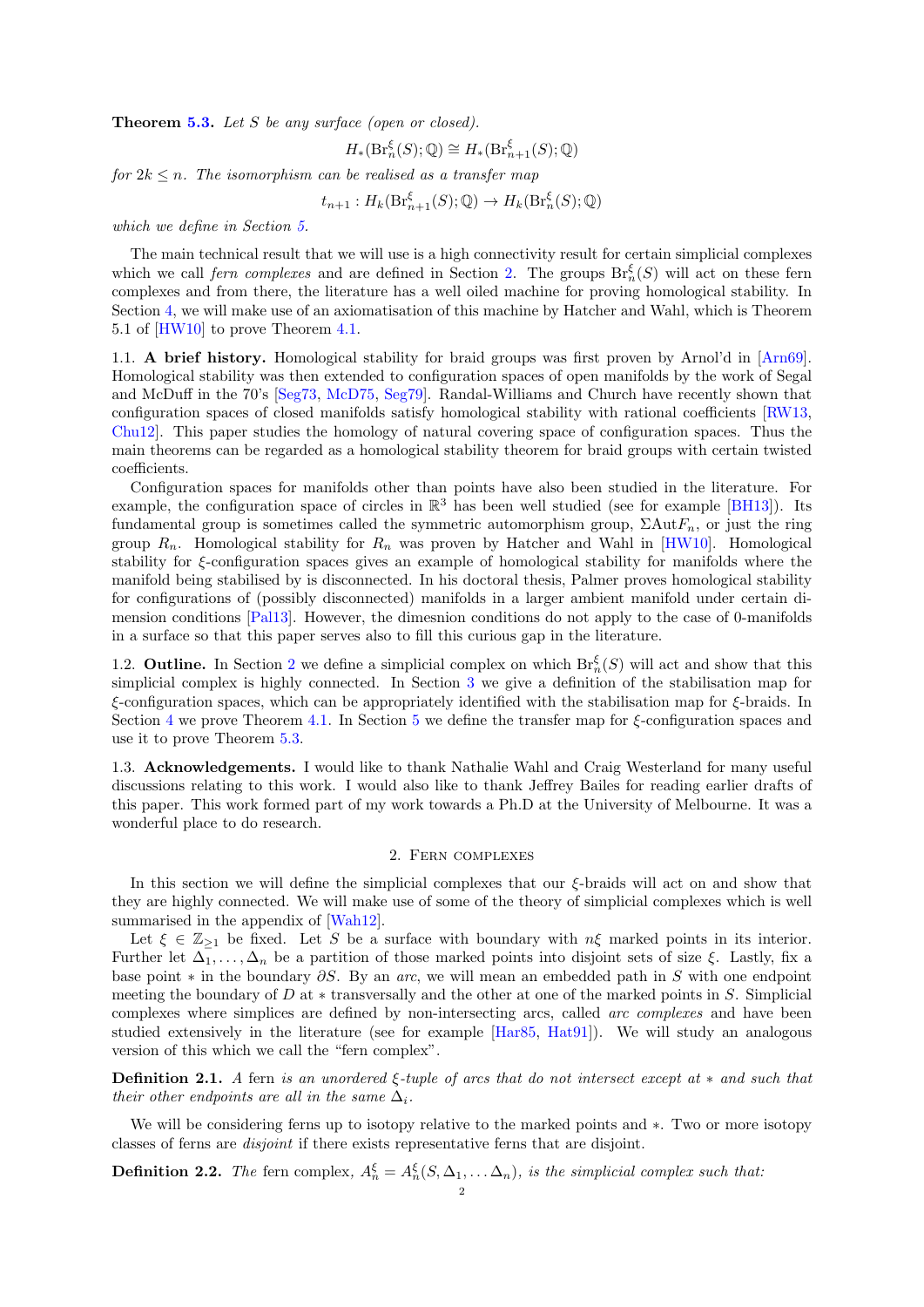**Theorem 5.3.** *Let $S$ be any surface (open or closed).*

$$H_*(\mathrm{Br}_n^\xi(S);\mathbb{Q}) \cong H_*(\mathrm{Br}_{n+1}^\xi(S);\mathbb{Q})$$

*for $2k \leq n$. The isomorphism can be realised as a transfer map*

$$t_{n+1} : H_k(\mathrm{Br}_{n+1}^\xi(S);\mathbb{Q}) \to H_k(\mathrm{Br}_n^\xi(S);\mathbb{Q})$$

*which we define in Section 5.*

The main technical result that we will use is a high connectivity result for certain simplicial complexes which we call *fern complexes* and are defined in Section 2. The groups $\mathrm{Br}_n^\xi(S)$ will act on these fern complexes and from there, the literature has a well oiled machine for proving homological stability. In Section 4, we will make use of an axiomatisation of this machine by Hatcher and Wahl, which is Theorem 5.1 of [HW10] to prove Theorem 4.1.

1.1. **A brief history.** Homological stability for braid groups was first proven by Arnol'd in [Arn69]. Homological stability was then extended to configuration spaces of open manifolds by the work of Segal and McDuff in the 70's [Seg73, McD75, Seg79]. Randal-Williams and Church have recently shown that configuration spaces of closed manifolds satisfy homological stability with rational coefficients [RW13, Chu12]. This paper studies the homology of natural covering space of configuration spaces. Thus the main theorems can be regarded as a homological stability theorem for braid groups with certain twisted coefficients.

Configuration spaces for manifolds other than points have also been studied in the literature. For example, the configuration space of circles in $\mathbb{R}^3$ has been well studied (see for example [BH13]). Its fundamental group is sometimes called the symmetric automorphism group, $\Sigma\mathrm{Aut}F_n$, or just the ring group $R_n$. Homological stability for $R_n$ was proven by Hatcher and Wahl in [HW10]. Homological stability for $\xi$-configuration spaces gives an example of homological stability for manifolds where the manifold being stabilised by is disconnected. In his doctoral thesis, Palmer proves homological stability for configurations of (possibly disconnected) manifolds in a larger ambient manifold under certain dimension conditions [Pal13]. However, the dimesnion conditions do not apply to the case of 0-manifolds in a surface so that this paper serves also to fill this curious gap in the literature.

1.2. **Outline.** In Section 2 we define a simplicial complex on which $\mathrm{Br}_n^\xi(S)$ will act and show that this simplicial complex is highly connected. In Section 3 we give a definition of the stabilisation map for $\xi$-configuration spaces, which can be appropriately identified with the stabilisation map for $\xi$-braids. In Section 4 we prove Theorem 4.1. In Section 5 we define the transfer map for $\xi$-configuration spaces and use it to prove Theorem 5.3.

1.3. **Acknowledgements.** I would like to thank Nathalie Wahl and Craig Westerland for many useful discussions relating to this work. I would also like to thank Jeffrey Bailes for reading earlier drafts of this paper. This work formed part of my work towards a Ph.D at the University of Melbourne. It was a wonderful place to do research.

## 2. Fern complexes

In this section we will define the simplicial complexes that our $\xi$-braids will act on and show that they are highly connected. We will make use of some of the theory of simplicial complexes which is well summarised in the appendix of [Wah12].

Let $\xi \in \mathbb{Z}_{\geq 1}$ be fixed. Let $S$ be a surface with boundary with $n\xi$ marked points in its interior. Further let $\Delta_1, \ldots, \Delta_n$ be a partition of those marked points into disjoint sets of size $\xi$. Lastly, fix a base point $*$ in the boundary $\partial S$. By an *arc*, we will mean an embedded path in $S$ with one endpoint meeting the boundary of $D$ at $*$ transversally and the other at one of the marked points in $S$. Simplicial complexes where simplices are defined by non-intersecting arcs, called *arc complexes* and have been studied extensively in the literature (see for example [Har85, Hat91]). We will study an analogous version of this which we call the "fern complex".

**Definition 2.1.** *A* fern *is an unordered $\xi$-tuple of arcs that do not intersect except at $*$ and such that their other endpoints are all in the same $\Delta_i$.*

We will be considering ferns up to isotopy relative to the marked points and $*$. Two or more isotopy classes of ferns are *disjoint* if there exists representative ferns that are disjoint.

**Definition 2.2.** *The* fern complex, *$A_n^\xi = A_n^\xi(S, \Delta_1, \ldots \Delta_n)$, is the simplicial complex such that:*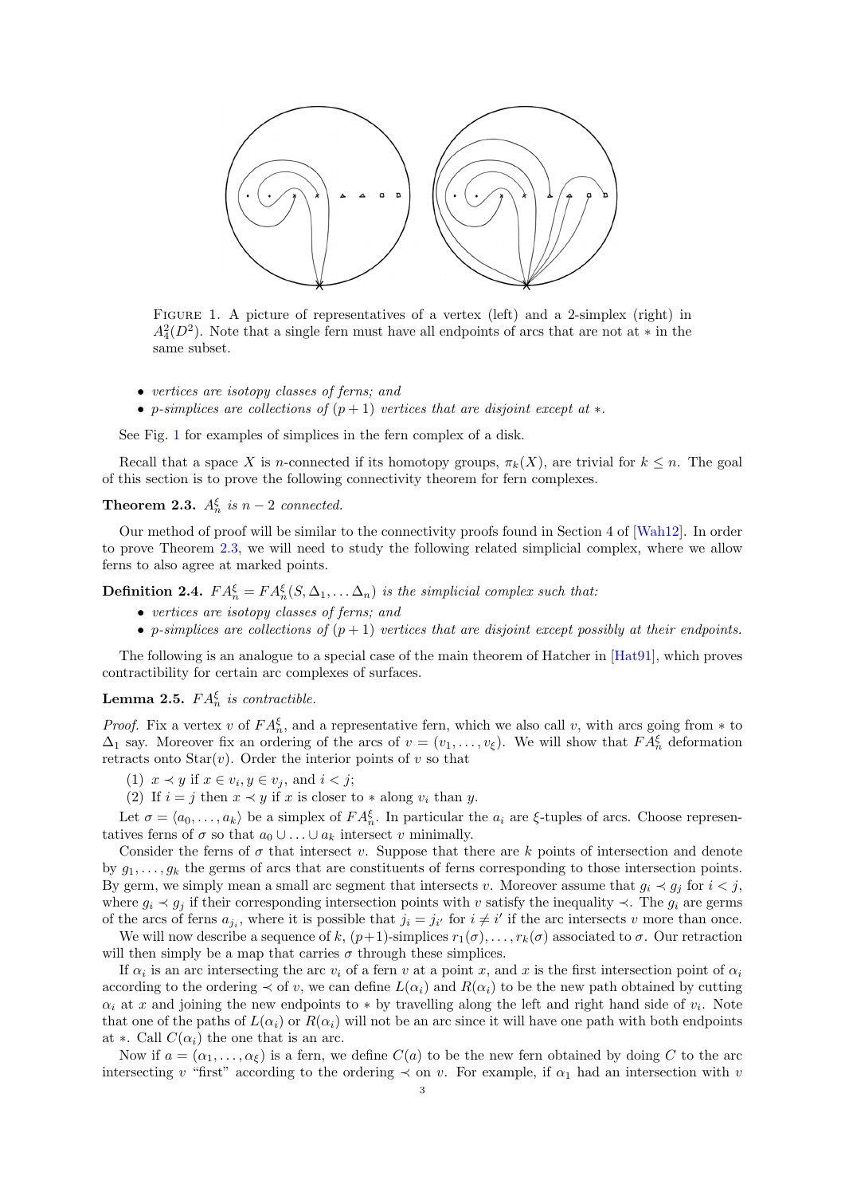FIGURE 1. A picture of representatives of a vertex (left) and a 2-simplex (right) in $A_4^2(D^2)$. Note that a single fern must have all endpoints of arcs that are not at $*$ in the same subset.

- *vertices are isotopy classes of ferns; and*
- *p-simplices are collections of $(p+1)$ vertices that are disjoint except at $*$.*

See Fig. 1 for examples of simplices in the fern complex of a disk.

Recall that a space $X$ is $n$-connected if its homotopy groups, $\pi_k(X)$, are trivial for $k \leq n$. The goal of this section is to prove the following connectivity theorem for fern complexes.

**Theorem 2.3.** *$A_n^\xi$ is $n-2$ connected.*

Our method of proof will be similar to the connectivity proofs found in Section 4 of [Wah12]. In order to prove Theorem 2.3, we will need to study the following related simplicial complex, where we allow ferns to also agree at marked points.

**Definition 2.4.** *$FA_n^\xi = FA_n^\xi(S, \Delta_1, \ldots \Delta_n)$ is the simplicial complex such that:*

- *vertices are isotopy classes of ferns; and*
- *p-simplices are collections of $(p+1)$ vertices that are disjoint except possibly at their endpoints.*

The following is an analogue to a special case of the main theorem of Hatcher in [Hat91], which proves contractibility for certain arc complexes of surfaces.

**Lemma 2.5.** *$FA_n^\xi$ is contractible.*

*Proof.* Fix a vertex $v$ of $FA_n^\xi$, and a representative fern, which we also call $v$, with arcs going from $*$ to $\Delta_1$ say. Moreover fix an ordering of the arcs of $v = (v_1, \ldots, v_\xi)$. We will show that $FA_n^\xi$ deformation retracts onto $\mathrm{Star}(v)$. Order the interior points of $v$ so that

(1) $x \prec y$ if $x \in v_i, y \in v_j$, and $i < j$;
(2) If $i = j$ then $x \prec y$ if $x$ is closer to $*$ along $v_i$ than $y$.

Let $\sigma = \langle a_0, \ldots, a_k \rangle$ be a simplex of $FA_n^\xi$. In particular the $a_i$ are $\xi$-tuples of arcs. Choose representatives ferns of $\sigma$ so that $a_0 \cup \ldots \cup a_k$ intersect $v$ minimally.

Consider the ferns of $\sigma$ that intersect $v$. Suppose that there are $k$ points of intersection and denote by $g_1, \ldots, g_k$ the germs of arcs that are constituents of ferns corresponding to those intersection points. By germ, we simply mean a small arc segment that intersects $v$. Moreover assume that $g_i \prec g_j$ for $i < j$, where $g_i \prec g_j$ if their corresponding intersection points with $v$ satisfy the inequality $\prec$. The $g_i$ are germs of the arcs of ferns $a_{j_i}$, where it is possible that $j_i = j_{i'}$ for $i \neq i'$ if the arc intersects $v$ more than once.

We will now describe a sequence of $k$, $(p+1)$-simplices $r_1(\sigma), \ldots, r_k(\sigma)$ associated to $\sigma$. Our retraction will then simply be a map that carries $\sigma$ through these simplices.

If $\alpha_i$ is an arc intersecting the arc $v_i$ of a fern $v$ at a point $x$, and $x$ is the first intersection point of $\alpha_i$ according to the ordering $\prec$ of $v$, we can define $L(\alpha_i)$ and $R(\alpha_i)$ to be the new path obtained by cutting $\alpha_i$ at $x$ and joining the new endpoints to $*$ by travelling along the left and right hand side of $v_i$. Note that one of the paths of $L(\alpha_i)$ or $R(\alpha_i)$ will not be an arc since it will have one path with both endpoints at $*$. Call $C(\alpha_i)$ the one that is an arc.

Now if $a = (\alpha_1, \ldots, \alpha_\xi)$ is a fern, we define $C(a)$ to be the new fern obtained by doing $C$ to the arc intersecting $v$ "first" according to the ordering $\prec$ on $v$. For example, if $\alpha_1$ had an intersection with $v$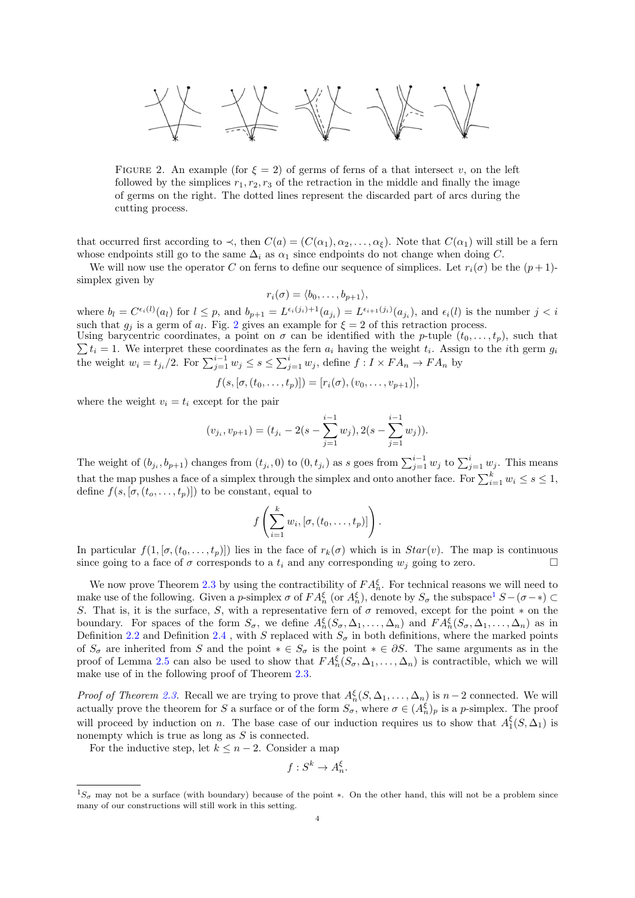FIGURE 2. An example (for $\xi = 2$) of germs of ferns of $a$ that intersect $v$, on the left followed by the simplices $r_1, r_2, r_3$ of the retraction in the middle and finally the image of germs on the right. The dotted lines represent the discarded part of arcs during the cutting process.

that occurred first according to $\prec$, then $C(a) = (C(\alpha_1), \alpha_2, \dots, \alpha_\xi)$. Note that $C(\alpha_1)$ will still be a fern whose endpoints still go to the same $\Delta_i$ as $\alpha_1$ since endpoints do not change when doing $C$.

We will now use the operator $C$ on ferns to define our sequence of simplices. Let $r_i(\sigma)$ be the $(p+1)$-simplex given by

$$r_i(\sigma) = \langle b_0, \dots, b_{p+1} \rangle,$$

where $b_l = C^{\epsilon_i(l)}(a_l)$ for $l \leq p$, and $b_{p+1} = L^{\epsilon_i(j_i)+1}(a_{j_i}) = L^{\epsilon_{i+1}(j_i)}(a_{j_i})$, and $\epsilon_i(l)$ is the number $j < i$ such that $g_j$ is a germ of $a_l$. Fig. 2 gives an example for $\xi = 2$ of this retraction process.
Using barycentric coordinates, a point on $\sigma$ can be identified with the $p$-tuple $(t_0, \dots, t_p)$, such that $\sum t_i = 1$. We interpret these coordinates as the fern $a_i$ having the weight $t_i$. Assign to the $i$th germ $g_i$ the weight $w_i = t_{j_i}/2$. For $\sum_{j=1}^{i-1} w_j \leq s \leq \sum_{j=1}^{i} w_j$, define $f : I \times FA_n \to FA_n$ by

$$f(s, [\sigma, (t_0, \dots, t_p)]) = [r_i(\sigma), (v_0, \dots, v_{p+1})],$$

where the weight $v_i = t_i$ except for the pair

$$(v_{j_i}, v_{p+1}) = (t_{j_i} - 2(s - \sum_{j=1}^{i-1} w_j), 2(s - \sum_{j=1}^{i-1} w_j)).$$

The weight of $(b_{j_i}, b_{p+1})$ changes from $(t_{j_i}, 0)$ to $(0, t_{j_i})$ as $s$ goes from $\sum_{j=1}^{i-1} w_j$ to $\sum_{j=1}^{i} w_j$. This means that the map pushes a face of a simplex through the simplex and onto another face. For $\sum_{i=1}^{k} w_i \leq s \leq 1$, define $f(s, [\sigma, (t_o, \dots, t_p)])$ to be constant, equal to

$$f\left(\sum_{i=1}^{k} w_i, [\sigma, (t_0, \dots, t_p)]\right).$$

In particular $f(1, [\sigma, (t_0, \dots, t_p)])$ lies in the face of $r_k(\sigma)$ which is in $Star(v)$. The map is continuous since going to a face of $\sigma$ corresponds to a $t_i$ and any corresponding $w_j$ going to zero. □

We now prove Theorem 2.3 by using the contractibility of $FA_n^\xi$. For technical reasons we will need to make use of the following. Given a $p$-simplex $\sigma$ of $FA_n^\xi$ (or $A_n^\xi$), denote by $S_\sigma$ the subspace[1] $S - (\sigma - *) \subset S$. That is, it is the surface, $S$, with a representative fern of $\sigma$ removed, except for the point $*$ on the boundary. For spaces of the form $S_\sigma$, we define $A_n^\xi(S_\sigma, \Delta_1, \dots, \Delta_n)$ and $FA_n^\xi(S_\sigma, \Delta_1, \dots, \Delta_n)$ as in Definition 2.2 and Definition 2.4 , with $S$ replaced with $S_\sigma$ in both definitions, where the marked points of $S_\sigma$ are inherited from $S$ and the point $* \in S_\sigma$ is the point $* \in \partial S$. The same arguments as in the proof of Lemma 2.5 can also be used to show that $FA_n^\xi(S_\sigma, \Delta_1, \dots, \Delta_n)$ is contractible, which we will make use of in the following proof of Theorem 2.3.

*Proof of Theorem 2.3.* Recall we are trying to prove that $A_n^\xi(S, \Delta_1, \dots, \Delta_n)$ is $n-2$ connected. We will actually prove the theorem for $S$ a surface or of the form $S_\sigma$, where $\sigma \in (A_n^\xi)_p$ is a $p$-simplex. The proof will proceed by induction on $n$. The base case of our induction requires us to show that $A_1^\xi(S, \Delta_1)$ is nonempty which is true as long as $S$ is connected.

For the inductive step, let $k \leq n-2$. Consider a map

$$f : S^k \to A_n^\xi.$$

[1] $S_\sigma$ may not be a surface (with boundary) because of the point $*$. On the other hand, this will not be a problem since many of our constructions will still work in this setting.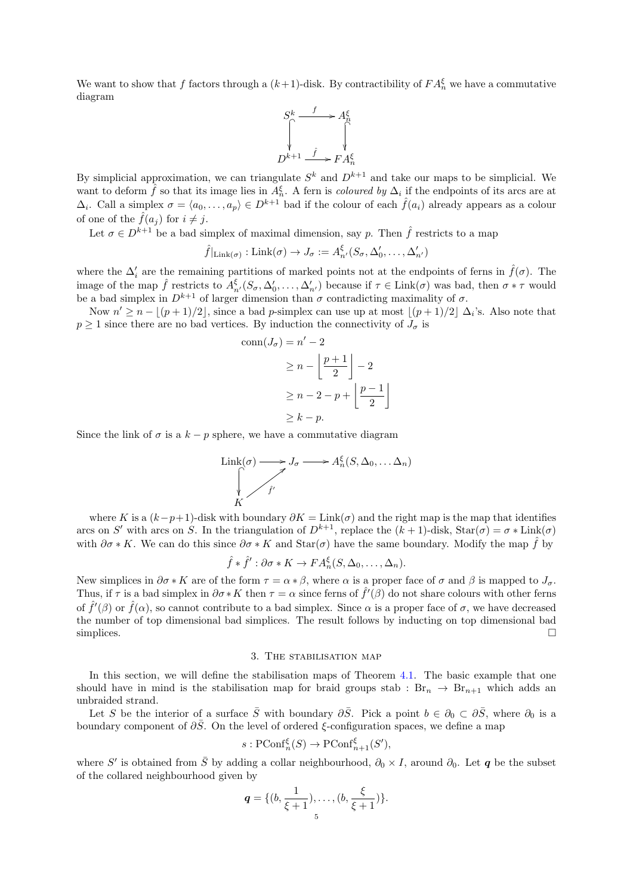We want to show that $f$ factors through a $(k+1)$-disk. By contractibility of $FA_n^\xi$ we have a commutative diagram

$$\begin{array}{ccc} S^k & \xrightarrow{f} & A_n^\xi \\ \big\downarrow & & \big\downarrow \\ D^{k+1} & \xrightarrow{\hat{f}} & FA_n^\xi \end{array}$$

By simplicial approximation, we can triangulate $S^k$ and $D^{k+1}$ and take our maps to be simplicial. We want to deform $\hat{f}$ so that its image lies in $A_n^\xi$. A fern is *coloured by* $\Delta_i$ if the endpoints of its arcs are at $\Delta_i$. Call a simplex $\sigma = \langle a_0, \ldots, a_p\rangle \in D^{k+1}$ bad if the colour of each $\hat{f}(a_i)$ already appears as a colour of one of the $\hat{f}(a_j)$ for $i \neq j$.

Let $\sigma \in D^{k+1}$ be a bad simplex of maximal dimension, say $p$. Then $\hat{f}$ restricts to a map

$$\hat{f}|_{\mathrm{Link}(\sigma)} : \mathrm{Link}(\sigma) \to J_\sigma := A_{n'}^\xi(S_\sigma, \Delta_0', \ldots, \Delta_{n'}')$$

where the $\Delta_i'$ are the remaining partitions of marked points not at the endpoints of ferns in $\hat{f}(\sigma)$. The image of the map $\hat{f}$ restricts to $A_{n'}^\xi(S_\sigma, \Delta_0', \ldots, \Delta_{n'}')$ because if $\tau \in \mathrm{Link}(\sigma)$ was bad, then $\sigma * \tau$ would be a bad simplex in $D^{k+1}$ of larger dimension than $\sigma$ contradicting maximality of $\sigma$.

Now $n' \geq n - \lfloor (p+1)/2 \rfloor$, since a bad $p$-simplex can use up at most $\lfloor (p+1)/2 \rfloor$ $\Delta_i$'s. Also note that $p \geq 1$ since there are no bad vertices. By induction the connectivity of $J_\sigma$ is

$$\begin{aligned} \mathrm{conn}(J_\sigma) &= n' - 2 \\ &\geq n - \left\lfloor \frac{p+1}{2} \right\rfloor - 2 \\ &\geq n - 2 - p + \left\lfloor \frac{p-1}{2} \right\rfloor \\ &\geq k - p. \end{aligned}$$

Since the link of $\sigma$ is a $k-p$ sphere, we have a commutative diagram

$$\begin{array}{ccccc} \mathrm{Link}(\sigma) & \longrightarrow & J_\sigma & \longrightarrow & A_n^\xi(S, \Delta_0, \ldots \Delta_n) \\ \big\downarrow & \nearrow_{\hat{f}'} & & & \\ K & & & & \end{array}$$

where $K$ is a $(k-p+1)$-disk with boundary $\partial K = \mathrm{Link}(\sigma)$ and the right map is the map that identifies arcs on $S'$ with arcs on $S$. In the triangulation of $D^{k+1}$, replace the $(k+1)$-disk, $\mathrm{Star}(\sigma) = \sigma * \mathrm{Link}(\sigma)$ with $\partial\sigma * K$. We can do this since $\partial\sigma * K$ and $\mathrm{Star}(\sigma)$ have the same boundary. Modify the map $\hat{f}$ by

$$\hat{f} * \hat{f}' : \partial\sigma * K \to FA_n^\xi(S, \Delta_0, \ldots, \Delta_n).$$

New simplices in $\partial\sigma * K$ are of the form $\tau = \alpha * \beta$, where $\alpha$ is a proper face of $\sigma$ and $\beta$ is mapped to $J_\sigma$. Thus, if $\tau$ is a bad simplex in $\partial\sigma * K$ then $\tau = \alpha$ since ferns of $\hat{f}'(\beta)$ do not share colours with other ferns of $\hat{f}'(\beta)$ or $\hat{f}(\alpha)$, so cannot contribute to a bad simplex. Since $\alpha$ is a proper face of $\sigma$, we have decreased the number of top dimensional bad simplices. The result follows by inducting on top dimensional bad simplices. □

## 3. The stabilisation map

In this section, we will define the stabilisation maps of Theorem 4.1. The basic example that one should have in mind is the stabilisation map for braid groups $\mathrm{stab} : \mathrm{Br}_n \to \mathrm{Br}_{n+1}$ which adds an unbraided strand.

Let $S$ be the interior of a surface $\bar{S}$ with boundary $\partial\bar{S}$. Pick a point $b \in \partial_0 \subset \partial\bar{S}$, where $\partial_0$ is a boundary component of $\partial\bar{S}$. On the level of ordered $\xi$-configuration spaces, we define a map

$$s : \mathrm{PConf}_n^\xi(S) \to \mathrm{PConf}_{n+1}^\xi(S'),$$

where $S'$ is obtained from $\bar{S}$ by adding a collar neighbourhood, $\partial_0 \times I$, around $\partial_0$. Let $\boldsymbol{q}$ be the subset of the collared neighbourhood given by

$$\boldsymbol{q} = \{(b, \frac{1}{\xi+1}), \ldots, (b, \frac{\xi}{\xi+1})\}.$$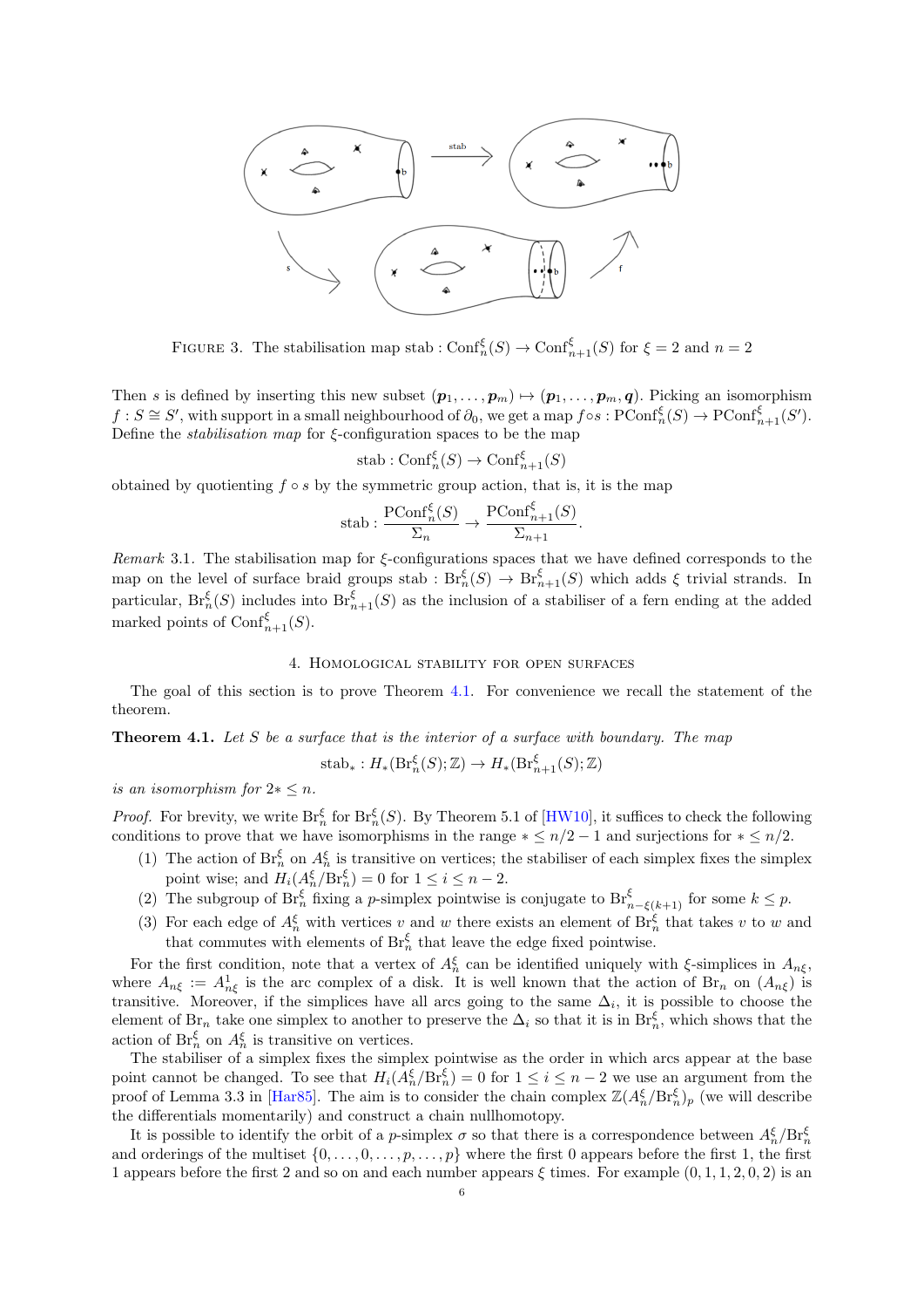FIGURE 3. The stabilisation map stab : $\mathrm{Conf}^{\xi}_n(S) \to \mathrm{Conf}^{\xi}_{n+1}(S)$ for $\xi = 2$ and $n = 2$

Then $s$ is defined by inserting this new subset $(\boldsymbol{p}_1, \dots, \boldsymbol{p}_m) \mapsto (\boldsymbol{p}_1, \dots, \boldsymbol{p}_m, \boldsymbol{q})$. Picking an isomorphism $f : S \cong S'$, with support in a small neighbourhood of $\partial_0$, we get a map $f \circ s : \mathrm{PConf}^{\xi}_n(S) \to \mathrm{PConf}^{\xi}_{n+1}(S')$. Define the *stabilisation map* for $\xi$-configuration spaces to be the map

$$\mathrm{stab} : \mathrm{Conf}^{\xi}_n(S) \to \mathrm{Conf}^{\xi}_{n+1}(S)$$

obtained by quotienting $f \circ s$ by the symmetric group action, that is, it is the map

$$\mathrm{stab} : \frac{\mathrm{PConf}^{\xi}_n(S)}{\Sigma_n} \to \frac{\mathrm{PConf}^{\xi}_{n+1}(S)}{\Sigma_{n+1}}.$$

*Remark* 3.1. The stabilisation map for $\xi$-configurations spaces that we have defined corresponds to the map on the level of surface braid groups $\mathrm{stab} : \mathrm{Br}^{\xi}_n(S) \to \mathrm{Br}^{\xi}_{n+1}(S)$ which adds $\xi$ trivial strands. In particular, $\mathrm{Br}^{\xi}_n(S)$ includes into $\mathrm{Br}^{\xi}_{n+1}(S)$ as the inclusion of a stabiliser of a fern ending at the added marked points of $\mathrm{Conf}^{\xi}_{n+1}(S)$.

## 4. Homological stability for open surfaces

The goal of this section is to prove Theorem 4.1. For convenience we recall the statement of the theorem.

**Theorem 4.1.** *Let $S$ be a surface that is the interior of a surface with boundary. The map*

$$\mathrm{stab}_* : H_*(\mathrm{Br}^{\xi}_n(S); \mathbb{Z}) \to H_*(\mathrm{Br}^{\xi}_{n+1}(S); \mathbb{Z})$$

*is an isomorphism for $2* \leq n$.*

*Proof.* For brevity, we write $\mathrm{Br}^{\xi}_n$ for $\mathrm{Br}^{\xi}_n(S)$. By Theorem 5.1 of [HW10], it suffices to check the following conditions to prove that we have isomorphisms in the range $* \leq n/2 - 1$ and surjections for $* \leq n/2$.

1. The action of $\mathrm{Br}^{\xi}_n$ on $A^{\xi}_n$ is transitive on vertices; the stabiliser of each simplex fixes the simplex point wise; and $H_i(A^{\xi}_n / \mathrm{Br}^{\xi}_n) = 0$ for $1 \leq i \leq n-2$.
2. The subgroup of $\mathrm{Br}^{\xi}_n$ fixing a $p$-simplex pointwise is conjugate to $\mathrm{Br}^{\xi}_{n-\xi(k+1)}$ for some $k \leq p$.
3. For each edge of $A^{\xi}_n$ with vertices $v$ and $w$ there exists an element of $\mathrm{Br}^{\xi}_n$ that takes $v$ to $w$ and that commutes with elements of $\mathrm{Br}^{\xi}_n$ that leave the edge fixed pointwise.

For the first condition, note that a vertex of $A^{\xi}_n$ can be identified uniquely with $\xi$-simplices in $A_{n\xi}$, where $A_{n\xi} := A^1_{n\xi}$ is the arc complex of a disk. It is well known that the action of $\mathrm{Br}_n$ on $(A_{n\xi})$ is transitive. Moreover, if the simplices have all arcs going to the same $\Delta_i$, it is possible to choose the element of $\mathrm{Br}_n$ take one simplex to another to preserve the $\Delta_i$ so that it is in $\mathrm{Br}^{\xi}_n$, which shows that the action of $\mathrm{Br}^{\xi}_n$ on $A^{\xi}_n$ is transitive on vertices.

The stabiliser of a simplex fixes the simplex pointwise as the order in which arcs appear at the base point cannot be changed. To see that $H_i(A^{\xi}_n / \mathrm{Br}^{\xi}_n) = 0$ for $1 \leq i \leq n-2$ we use an argument from the proof of Lemma 3.3 in [Har85]. The aim is to consider the chain complex $\mathbb{Z}(A^{\xi}_n / \mathrm{Br}^{\xi}_n)_p$ (we will describe the differentials momentarily) and construct a chain nullhomotopy.

It is possible to identify the orbit of a $p$-simplex $\sigma$ so that there is a correspondence between $A^{\xi}_n / \mathrm{Br}^{\xi}_n$ and orderings of the multiset $\{0, \dots, 0, \dots, p, \dots, p\}$ where the first 0 appears before the first 1, the first 1 appears before the first 2 and so on and each number appears $\xi$ times. For example $(0, 1, 1, 2, 0, 2)$ is an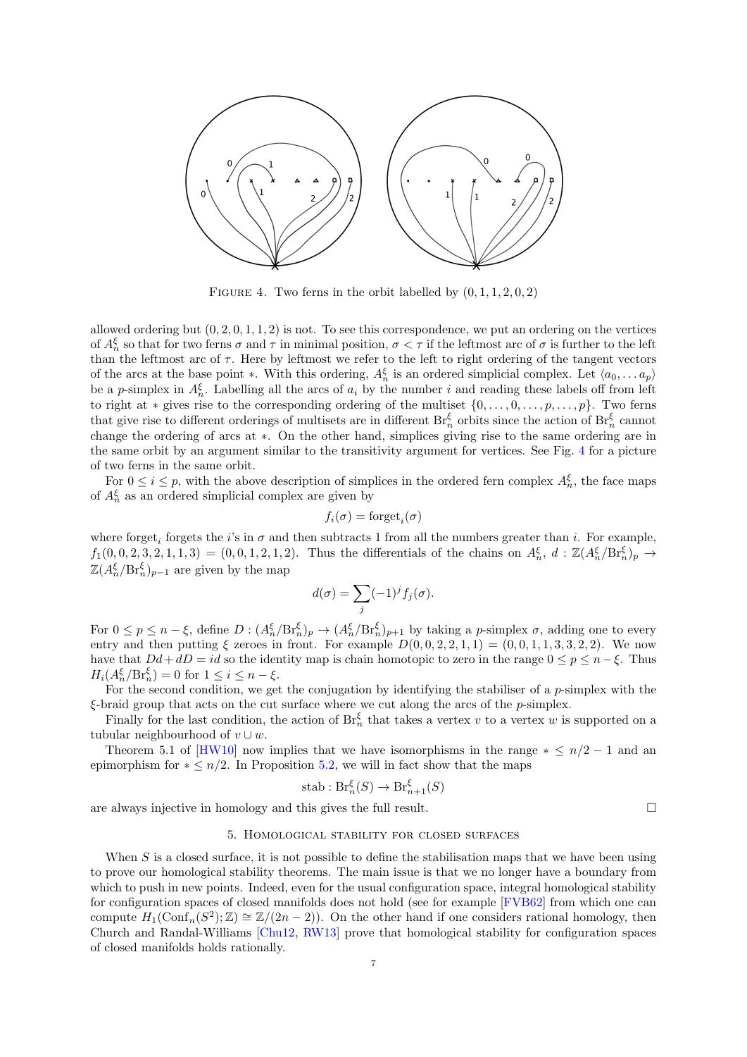FIGURE 4. Two ferns in the orbit labelled by $(0, 1, 1, 2, 0, 2)$

allowed ordering but $(0, 2, 0, 1, 1, 2)$ is not. To see this correspondence, we put an ordering on the vertices of $A_n^\xi$ so that for two ferns $\sigma$ and $\tau$ in minimal position, $\sigma < \tau$ if the leftmost arc of $\sigma$ is further to the left than the leftmost arc of $\tau$. Here by leftmost we refer to the left to right ordering of the tangent vectors of the arcs at the base point $*$. With this ordering, $A_n^\xi$ is an ordered simplicial complex. Let $\langle a_0, \ldots a_p \rangle$ be a $p$-simplex in $A_n^\xi$. Labelling all the arcs of $a_i$ by the number $i$ and reading these labels off from left to right at $*$ gives rise to the corresponding ordering of the multiset $\{0, \ldots, 0, \ldots, p, \ldots, p\}$. Two ferns that give rise to different orderings of multisets are in different $\mathrm{Br}_n^\xi$ orbits since the action of $\mathrm{Br}_n^\xi$ cannot change the ordering of arcs at $*$. On the other hand, simplices giving rise to the same ordering are in the same orbit by an argument similar to the transitivity argument for vertices. See Fig. 4 for a picture of two ferns in the same orbit.

For $0 \le i \le p$, with the above description of simplices in the ordered fern complex $A_n^\xi$, the face maps of $A_n^\xi$ as an ordered simplicial complex are given by

$$f_i(\sigma) = \mathrm{forget}_i(\sigma)$$

where $\mathrm{forget}_i$ forgets the $i$'s in $\sigma$ and then subtracts 1 from all the numbers greater than $i$. For example, $f_1(0, 0, 2, 3, 2, 1, 1, 3) = (0, 0, 1, 2, 1, 2)$. Thus the differentials of the chains on $A_n^\xi$, $d : \mathbb{Z}(A_n^\xi/\mathrm{Br}_n^\xi)_p \to \mathbb{Z}(A_n^\xi/\mathrm{Br}_n^\xi)_{p-1}$ are given by the map

$$d(\sigma) = \sum_j (-1)^j f_j(\sigma).$$

For $0 \le p \le n - \xi$, define $D : (A_n^\xi/\mathrm{Br}_n^\xi)_p \to (A_n^\xi/\mathrm{Br}_n^\xi)_{p+1}$ by taking a $p$-simplex $\sigma$, adding one to every entry and then putting $\xi$ zeroes in front. For example $D(0, 0, 2, 2, 1, 1) = (0, 0, 1, 1, 3, 3, 2, 2)$. We now have that $Dd + dD = id$ so the identity map is chain homotopic to zero in the range $0 \le p \le n - \xi$. Thus $H_i(A_n^\xi/\mathrm{Br}_n^\xi) = 0$ for $1 \le i \le n - \xi$.

For the second condition, we get the conjugation by identifying the stabiliser of a $p$-simplex with the $\xi$-braid group that acts on the cut surface where we cut along the arcs of the $p$-simplex.

Finally for the last condition, the action of $\mathrm{Br}_n^\xi$ that takes a vertex $v$ to a vertex $w$ is supported on a tubular neighbourhood of $v \cup w$.

Theorem 5.1 of [HW10] now implies that we have isomorphisms in the range $* \le n/2 - 1$ and an epimorphism for $* \le n/2$. In Proposition 5.2, we will in fact show that the maps

$$\mathrm{stab} : \mathrm{Br}_n^\xi(S) \to \mathrm{Br}_{n+1}^\xi(S)$$

are always injective in homology and this gives the full result. □

## 5. Homological stability for closed surfaces

When $S$ is a closed surface, it is not possible to define the stabilisation maps that we have been using to prove our homological stability theorems. The main issue is that we no longer have a boundary from which to push in new points. Indeed, even for the usual configuration space, integral homological stability for configuration spaces of closed manifolds does not hold (see for example [FVB62] from which one can compute $H_1(\mathrm{Conf}_n(S^2); \mathbb{Z}) \cong \mathbb{Z}/(2n-2)$). On the other hand if one considers rational homology, then Church and Randal-Williams [Chu12, RW13] prove that homological stability for configuration spaces of closed manifolds holds rationally.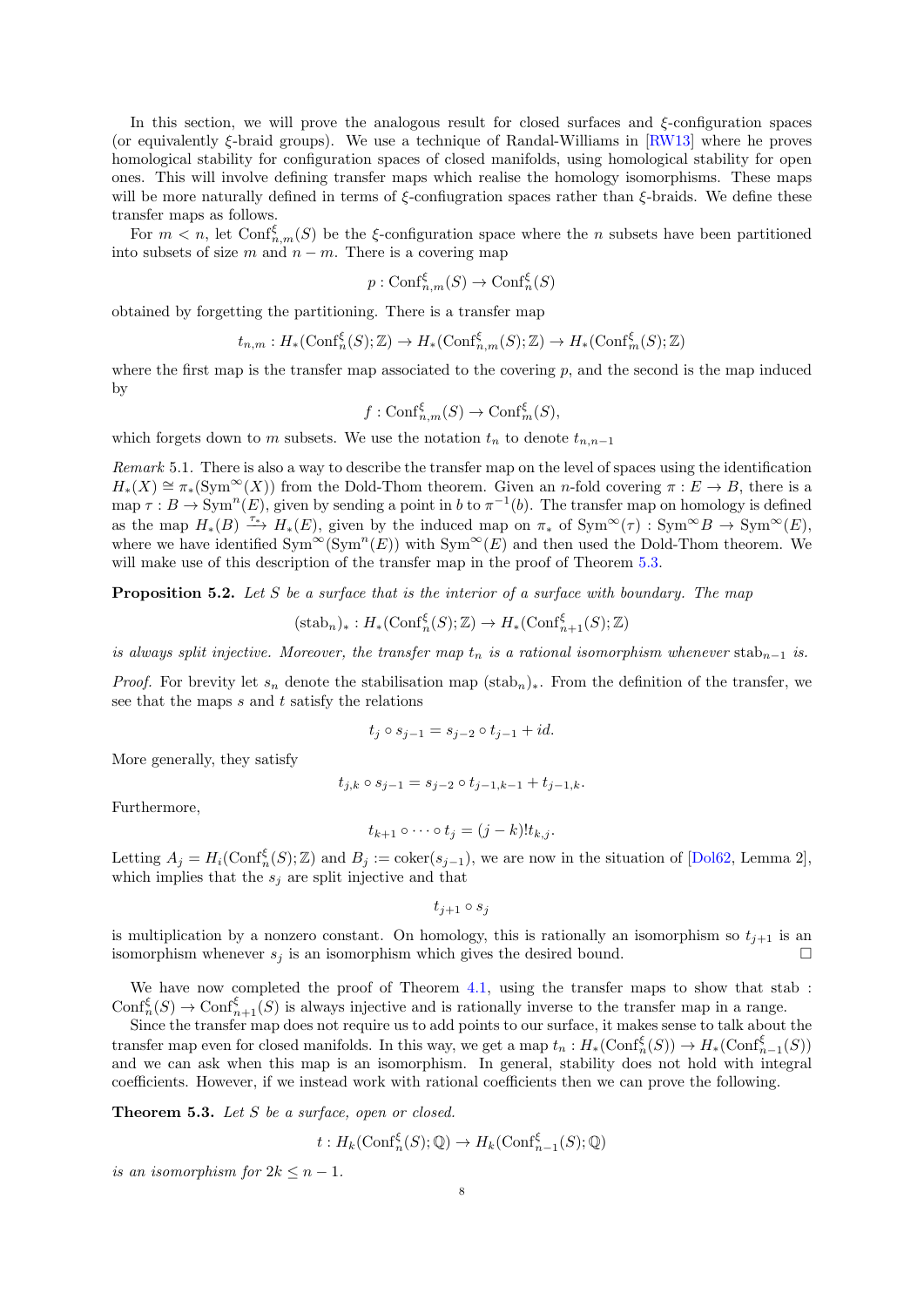In this section, we will prove the analogous result for closed surfaces and $\xi$-configuration spaces (or equivalently $\xi$-braid groups). We use a technique of Randal-Williams in [RW13] where he proves homological stability for configuration spaces of closed manifolds, using homological stability for open ones. This will involve defining transfer maps which realise the homology isomorphisms. These maps will be more naturally defined in terms of $\xi$-confiugration spaces rather than $\xi$-braids. We define these transfer maps as follows.

For $m < n$, let $\mathrm{Conf}^{\xi}_{n,m}(S)$ be the $\xi$-configuration space where the $n$ subsets have been partitioned into subsets of size $m$ and $n-m$. There is a covering map

$$p : \mathrm{Conf}^{\xi}_{n,m}(S) \to \mathrm{Conf}^{\xi}_{n}(S)$$

obtained by forgetting the partitioning. There is a transfer map

$$t_{n,m} : H_*(\mathrm{Conf}^{\xi}_{n}(S); \mathbb{Z}) \to H_*(\mathrm{Conf}^{\xi}_{n,m}(S); \mathbb{Z}) \to H_*(\mathrm{Conf}^{\xi}_{m}(S); \mathbb{Z})$$

where the first map is the transfer map associated to the covering $p$, and the second is the map induced by

$$f : \mathrm{Conf}^{\xi}_{n,m}(S) \to \mathrm{Conf}^{\xi}_{m}(S),$$

which forgets down to $m$ subsets. We use the notation $t_n$ to denote $t_{n,n-1}$

*Remark* 5.1. There is also a way to describe the transfer map on the level of spaces using the identification $H_*(X) \cong \pi_*(\mathrm{Sym}^{\infty}(X))$ from the Dold-Thom theorem. Given an $n$-fold covering $\pi : E \to B$, there is a map $\tau : B \to \mathrm{Sym}^n(E)$, given by sending a point in $b$ to $\pi^{-1}(b)$. The transfer map on homology is defined as the map $H_*(B) \xrightarrow{\tau_*} H_*(E)$, given by the induced map on $\pi_*$ of $\mathrm{Sym}^{\infty}(\tau) : \mathrm{Sym}^{\infty} B \to \mathrm{Sym}^{\infty}(E)$, where we have identified $\mathrm{Sym}^{\infty}(\mathrm{Sym}^n(E))$ with $\mathrm{Sym}^{\infty}(E)$ and then used the Dold-Thom theorem. We will make use of this description of the transfer map in the proof of Theorem 5.3.

**Proposition 5.2.** *Let $S$ be a surface that is the interior of a surface with boundary. The map*

$$(\mathrm{stab}_n)_* : H_*(\mathrm{Conf}^{\xi}_{n}(S); \mathbb{Z}) \to H_*(\mathrm{Conf}^{\xi}_{n+1}(S); \mathbb{Z})$$

*is always split injective. Moreover, the transfer map $t_n$ is a rational isomorphism whenever $\mathrm{stab}_{n-1}$ is.*

*Proof.* For brevity let $s_n$ denote the stabilisation map $(\mathrm{stab}_n)_*$. From the definition of the transfer, we see that the maps $s$ and $t$ satisfy the relations

$$t_j \circ s_{j-1} = s_{j-2} \circ t_{j-1} + id.$$

More generally, they satisfy

$$t_{j,k} \circ s_{j-1} = s_{j-2} \circ t_{j-1,k-1} + t_{j-1,k}.$$

Furthermore,

$$t_{k+1} \circ \cdots \circ t_j = (j-k)! t_{k,j}.$$

Letting $A_j = H_i(\mathrm{Conf}^{\xi}_{n}(S); \mathbb{Z})$ and $B_j := \mathrm{coker}(s_{j-1})$, we are now in the situation of [Dol62, Lemma 2], which implies that the $s_j$ are split injective and that

$$t_{j+1} \circ s_j$$

is multiplication by a nonzero constant. On homology, this is rationally an isomorphism so $t_{j+1}$ is an isomorphism whenever $s_j$ is an isomorphism which gives the desired bound. □

We have now completed the proof of Theorem 4.1, using the transfer maps to show that stab : $\mathrm{Conf}^{\xi}_{n}(S) \to \mathrm{Conf}^{\xi}_{n+1}(S)$ is always injective and is rationally inverse to the transfer map in a range.

Since the transfer map does not require us to add points to our surface, it makes sense to talk about the transfer map even for closed manifolds. In this way, we get a map $t_n : H_*(\mathrm{Conf}^{\xi}_{n}(S)) \to H_*(\mathrm{Conf}^{\xi}_{n-1}(S))$ and we can ask when this map is an isomorphism. In general, stability does not hold with integral coefficients. However, if we instead work with rational coefficients then we can prove the following.

**Theorem 5.3.** *Let $S$ be a surface, open or closed.*

$$t : H_k(\mathrm{Conf}^{\xi}_{n}(S); \mathbb{Q}) \to H_k(\mathrm{Conf}^{\xi}_{n-1}(S); \mathbb{Q})$$

*is an isomorphism for $2k \leq n-1$.*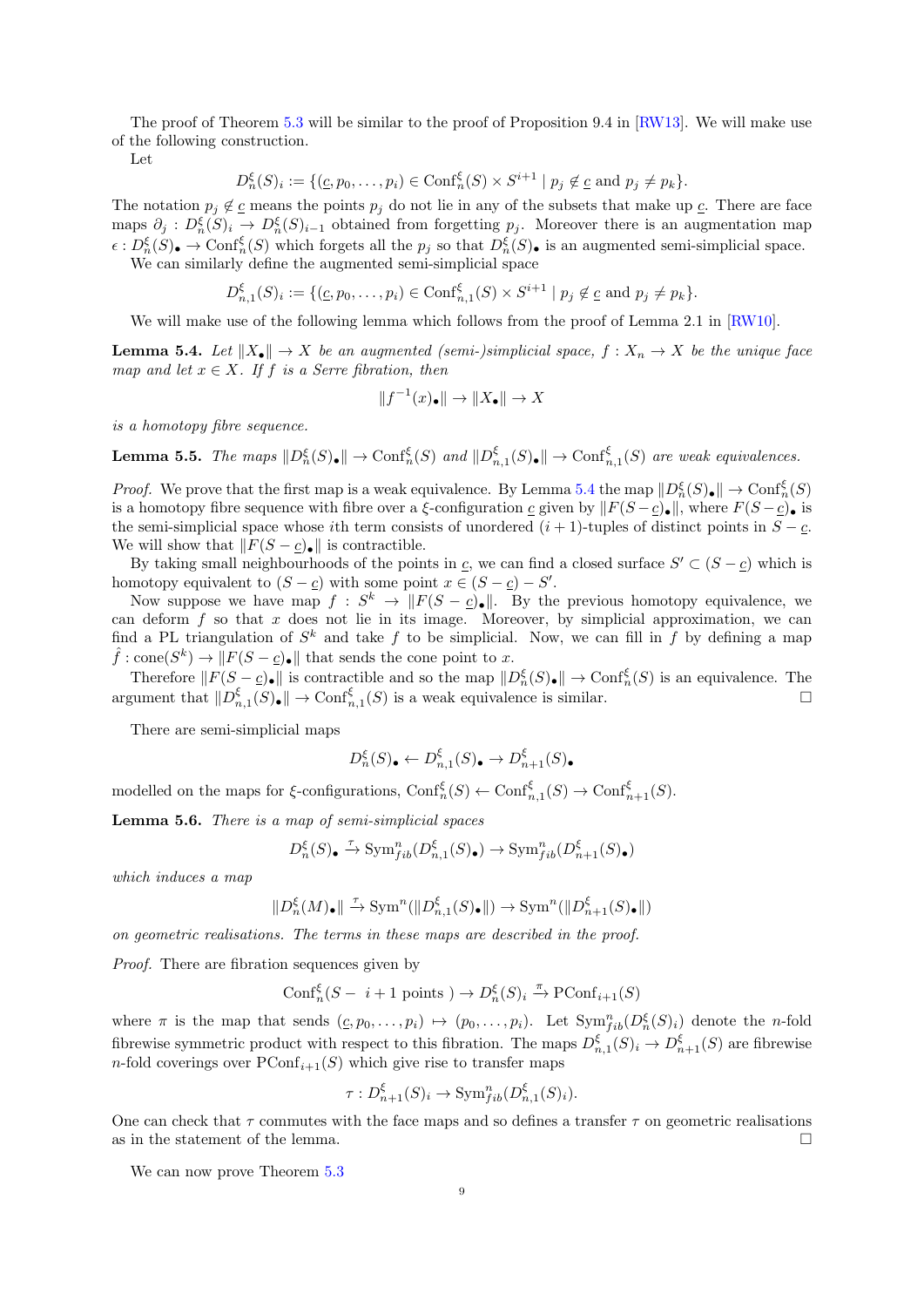The proof of Theorem 5.3 will be similar to the proof of Proposition 9.4 in [RW13]. We will make use of the following construction.

Let

$$D^{\xi}_n(S)_i := \{(\underline{c}, p_0, \dots, p_i) \in \mathrm{Conf}^{\xi}_n(S) \times S^{i+1} \mid p_j \notin \underline{c} \text{ and } p_j \neq p_k\}.$$

The notation $p_j \notin \underline{c}$ means the points $p_j$ do not lie in any of the subsets that make up $\underline{c}$. There are face maps $\partial_j : D^{\xi}_n(S)_i \to D^{\xi}_n(S)_{i-1}$ obtained from forgetting $p_j$. Moreover there is an augmentation map $\epsilon : D^{\xi}_n(S)_\bullet \to \mathrm{Conf}^{\xi}_n(S)$ which forgets all the $p_j$ so that $D^{\xi}_n(S)_\bullet$ is an augmented semi-simplicial space.

We can similarly define the augmented semi-simplicial space

$$D^{\xi}_{n,1}(S)_i := \{(\underline{c}, p_0, \dots, p_i) \in \mathrm{Conf}^{\xi}_{n,1}(S) \times S^{i+1} \mid p_j \notin \underline{c} \text{ and } p_j \neq p_k\}.$$

We will make use of the following lemma which follows from the proof of Lemma 2.1 in [RW10].

**Lemma 5.4.** *Let $\|X_\bullet\| \to X$ be an augmented (semi-)simplicial space, $f : X_n \to X$ be the unique face map and let $x \in X$. If $f$ is a Serre fibration, then*

$$\|f^{-1}(x)_\bullet\| \to \|X_\bullet\| \to X$$

*is a homotopy fibre sequence.*

**Lemma 5.5.** *The maps $\|D^{\xi}_n(S)_\bullet\| \to \mathrm{Conf}^{\xi}_n(S)$ and $\|D^{\xi}_{n,1}(S)_\bullet\| \to \mathrm{Conf}^{\xi}_{n,1}(S)$ are weak equivalences.*

*Proof.* We prove that the first map is a weak equivalence. By Lemma 5.4 the map $\|D^{\xi}_n(S)_\bullet\| \to \mathrm{Conf}^{\xi}_n(S)$ is a homotopy fibre sequence with fibre over a $\xi$-configuration $\underline{c}$ given by $\|F(S-\underline{c})_\bullet\|$, where $F(S-\underline{c})_\bullet$ is the semi-simplicial space whose $i$th term consists of unordered $(i+1)$-tuples of distinct points in $S - \underline{c}$. We will show that $\|F(S-\underline{c})_\bullet\|$ is contractible.

By taking small neighbourhoods of the points in $\underline{c}$, we can find a closed surface $S' \subset (S - \underline{c})$ which is homotopy equivalent to $(S - \underline{c})$ with some point $x \in (S - \underline{c}) - S'$.

Now suppose we have map $f : S^k \to \|F(S-\underline{c})_\bullet\|$. By the previous homotopy equivalence, we can deform $f$ so that $x$ does not lie in its image. Moreover, by simplicial approximation, we can find a PL triangulation of $S^k$ and take $f$ to be simplicial. Now, we can fill in $f$ by defining a map $\hat{f} : \mathrm{cone}(S^k) \to \|F(S-\underline{c})_\bullet\|$ that sends the cone point to $x$.

Therefore $\|F(S-\underline{c})_\bullet\|$ is contractible and so the map $\|D^{\xi}_n(S)_\bullet\| \to \mathrm{Conf}^{\xi}_n(S)$ is an equivalence. The argument that $\|D^{\xi}_{n,1}(S)_\bullet\| \to \mathrm{Conf}^{\xi}_{n,1}(S)$ is a weak equivalence is similar. □

There are semi-simplicial maps

$$D^{\xi}_n(S)_\bullet \leftarrow D^{\xi}_{n,1}(S)_\bullet \to D^{\xi}_{n+1}(S)_\bullet$$

modelled on the maps for $\xi$-configurations, $\mathrm{Conf}^{\xi}_n(S) \leftarrow \mathrm{Conf}^{\xi}_{n,1}(S) \to \mathrm{Conf}^{\xi}_{n+1}(S)$.

**Lemma 5.6.** *There is a map of semi-simplicial spaces*

$$D^{\xi}_n(S)_\bullet \xrightarrow{\tau} \mathrm{Sym}^n_{fib}(D^{\xi}_{n,1}(S)_\bullet) \to \mathrm{Sym}^n_{fib}(D^{\xi}_{n+1}(S)_\bullet)$$

*which induces a map*

$$\|D^{\xi}_n(M)_\bullet\| \xrightarrow{\tau} \mathrm{Sym}^n(\|D^{\xi}_{n,1}(S)_\bullet\|) \to \mathrm{Sym}^n(\|D^{\xi}_{n+1}(S)_\bullet\|)$$

*on geometric realisations. The terms in these maps are described in the proof.*

*Proof.* There are fibration sequences given by

$$\mathrm{Conf}^{\xi}_n(S - \ i+1 \text{ points }) \to D^{\xi}_n(S)_i \xrightarrow{\pi} \mathrm{PConf}_{i+1}(S)$$

where $\pi$ is the map that sends $(\underline{c}, p_0, \dots, p_i) \mapsto (p_0, \dots, p_i)$. Let $\mathrm{Sym}^n_{fib}(D^{\xi}_n(S)_i)$ denote the $n$-fold fibrewise symmetric product with respect to this fibration. The maps $D^{\xi}_{n,1}(S)_i \to D^{\xi}_{n+1}(S)$ are fibrewise $n$-fold coverings over $\mathrm{PConf}_{i+1}(S)$ which give rise to transfer maps

$$\tau : D^{\xi}_{n+1}(S)_i \to \mathrm{Sym}^n_{fib}(D^{\xi}_{n,1}(S)_i).$$

One can check that $\tau$ commutes with the face maps and so defines a transfer $\tau$ on geometric realisations as in the statement of the lemma. □

We can now prove Theorem 5.3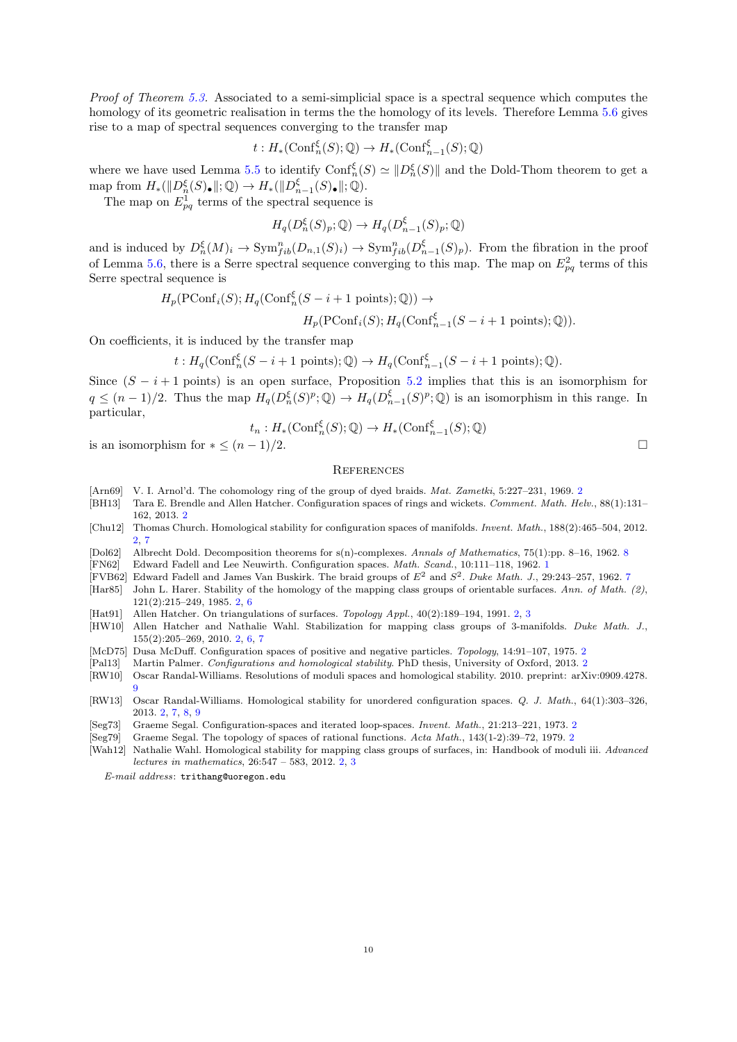*Proof of Theorem 5.3.* Associated to a semi-simplicial space is a spectral sequence which computes the homology of its geometric realisation in terms the the homology of its levels. Therefore Lemma 5.6 gives rise to a map of spectral sequences converging to the transfer map

$$t : H_*(\mathrm{Conf}_n^\xi(S); \mathbb{Q}) \to H_*(\mathrm{Conf}_{n-1}^\xi(S); \mathbb{Q})$$

where we have used Lemma 5.5 to identify $\mathrm{Conf}_n^\xi(S) \simeq \|D_n^\xi(S)\|$ and the Dold-Thom theorem to get a map from $H_*(\|D_n^\xi(S)_\bullet\|; \mathbb{Q}) \to H_*(\|D_{n-1}^\xi(S)_\bullet\|; \mathbb{Q})$.

The map on $E^1_{pq}$ terms of the spectral sequence is

$$H_q(D_n^\xi(S)_p; \mathbb{Q}) \to H_q(D_{n-1}^\xi(S)_p; \mathbb{Q})$$

and is induced by $D_n^\xi(M)_i \to \mathrm{Sym}^n_{fib}(D_{n,1}(S)_i) \to \mathrm{Sym}^n_{fib}(D_{n-1}^\xi(S)_p)$. From the fibration in the proof of Lemma 5.6, there is a Serre spectral sequence converging to this map. The map on $E^2_{pq}$ terms of this Serre spectral sequence is

$$H_p(\mathrm{PConf}_i(S); H_q(\mathrm{Conf}_n^\xi(S - i + 1 \text{ points}); \mathbb{Q})) \to$$
$$H_p(\mathrm{PConf}_i(S); H_q(\mathrm{Conf}_{n-1}^\xi(S - i + 1 \text{ points}); \mathbb{Q})).$$

On coefficients, it is induced by the transfer map

$$t : H_q(\mathrm{Conf}_n^\xi(S - i + 1 \text{ points}); \mathbb{Q}) \to H_q(\mathrm{Conf}_{n-1}^\xi(S - i + 1 \text{ points}); \mathbb{Q}).$$

Since $(S - i + 1 \text{ points})$ is an open surface, Proposition 5.2 implies that this is an isomorphism for $q \leq (n-1)/2$. Thus the map $H_q(D_n^\xi(S)^p; \mathbb{Q}) \to H_q(D_{n-1}^\xi(S)^p; \mathbb{Q})$ is an isomorphism in this range. In particular,

$$t_n : H_*(\mathrm{Conf}_n^\xi(S); \mathbb{Q}) \to H_*(\mathrm{Conf}_{n-1}^\xi(S); \mathbb{Q})$$

is an isomorphism for $* \leq (n-1)/2$. □

## References

- [Arn69] V. I. Arnol'd. The cohomology ring of the group of dyed braids. *Mat. Zametki*, 5:227–231, 1969. 2
- [BH13] Tara E. Brendle and Allen Hatcher. Configuration spaces of rings and wickets. *Comment. Math. Helv.*, 88(1):131–162, 2013. 2
- [Chu12] Thomas Church. Homological stability for configuration spaces of manifolds. *Invent. Math.*, 188(2):465–504, 2012. 2, 7
- [Dol62] Albrecht Dold. Decomposition theorems for s(n)-complexes. *Annals of Mathematics*, 75(1):pp. 8–16, 1962. 8
- [FN62] Edward Fadell and Lee Neuwirth. Configuration spaces. *Math. Scand.*, 10:111–118, 1962. 1
- [FVB62] Edward Fadell and James Van Buskirk. The braid groups of $E^2$ and $S^2$. *Duke Math. J.*, 29:243–257, 1962. 7
- [Har85] John L. Harer. Stability of the homology of the mapping class groups of orientable surfaces. *Ann. of Math. (2)*, 121(2):215–249, 1985. 2, 6
- [Hat91] Allen Hatcher. On triangulations of surfaces. *Topology Appl.*, 40(2):189–194, 1991. 2, 3
- [HW10] Allen Hatcher and Nathalie Wahl. Stabilization for mapping class groups of 3-manifolds. *Duke Math. J.*, 155(2):205–269, 2010. 2, 6, 7
- [McD75] Dusa McDuff. Configuration spaces of positive and negative particles. *Topology*, 14:91–107, 1975. 2
- [Pal13] Martin Palmer. *Configurations and homological stability*. PhD thesis, University of Oxford, 2013. 2
- [RW10] Oscar Randal-Williams. Resolutions of moduli spaces and homological stability. 2010. preprint: arXiv:0909.4278. 9
- [RW13] Oscar Randal-Williams. Homological stability for unordered configuration spaces. *Q. J. Math.*, 64(1):303–326, 2013. 2, 7, 8, 9
- [Seg73] Graeme Segal. Configuration-spaces and iterated loop-spaces. *Invent. Math.*, 21:213–221, 1973. 2
- [Seg79] Graeme Segal. The topology of spaces of rational functions. *Acta Math.*, 143(1-2):39–72, 1979. 2
- [Wah12] Nathalie Wahl. Homological stability for mapping class groups of surfaces, in: Handbook of moduli iii. *Advanced lectures in mathematics*, 26:547 – 583, 2012. 2, 3

*E-mail address*: `trithang@uoregon.edu`